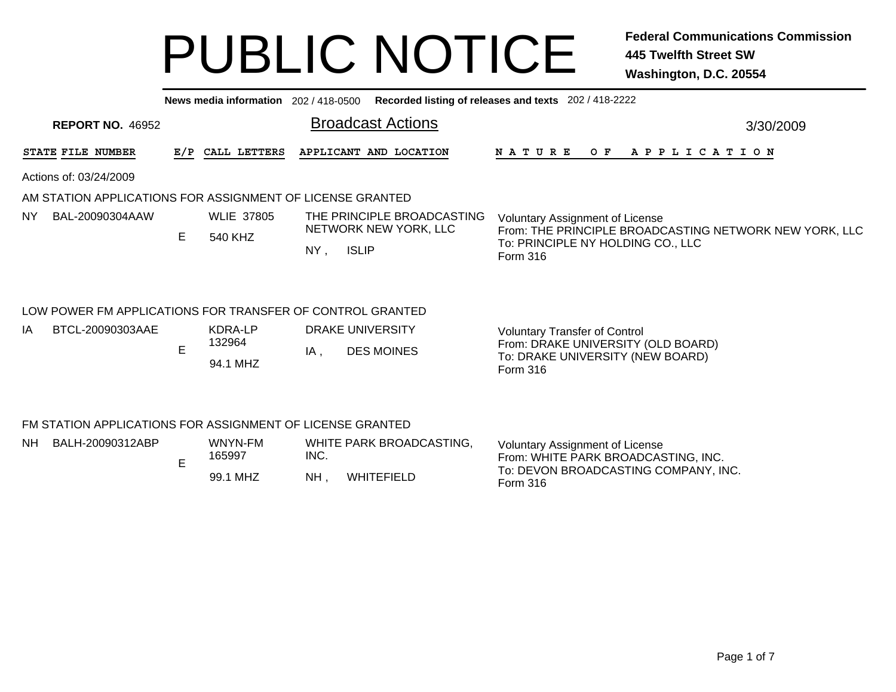# PUBLIC NOTICE

**Federal Communications Commission**
**445 Twelfth Street SW**
**Washington, D.C. 20554**

**News media information** 202 / 418-0500 **Recorded listing of releases and texts** 202 / 418-2222

**REPORT NO.** 46952

## Broadcast Actions

3/30/2009

| STATE | FILE NUMBER | E/P | CALL LETTERS | APPLICANT AND LOCATION | NATURE OF APPLICATION |
|---|---|---|---|---|---|

Actions of: 03/24/2009

### AM STATION APPLICATIONS FOR ASSIGNMENT OF LICENSE GRANTED

| STATE | FILE NUMBER | E/P | CALL LETTERS | APPLICANT AND LOCATION | NATURE OF APPLICATION |
|---|---|---|---|---|---|
| NY | BAL-20090304AAW | E | WLIE 37805<br>540 KHZ | THE PRINCIPLE BROADCASTING NETWORK NEW YORK, LLC<br>NY , ISLIP | Voluntary Assignment of License<br>From: THE PRINCIPLE BROADCASTING NETWORK NEW YORK, LLC<br>To: PRINCIPLE NY HOLDING CO., LLC<br>Form 316 |

### LOW POWER FM APPLICATIONS FOR TRANSFER OF CONTROL GRANTED

| STATE | FILE NUMBER | E/P | CALL LETTERS | APPLICANT AND LOCATION | NATURE OF APPLICATION |
|---|---|---|---|---|---|
| IA | BTCL-20090303AAE | E | KDRA-LP 132964<br>94.1 MHZ | DRAKE UNIVERSITY<br>IA , DES MOINES | Voluntary Transfer of Control<br>From: DRAKE UNIVERSITY (OLD BOARD)<br>To: DRAKE UNIVERSITY (NEW BOARD)<br>Form 316 |

### FM STATION APPLICATIONS FOR ASSIGNMENT OF LICENSE GRANTED

| STATE | FILE NUMBER | E/P | CALL LETTERS | APPLICANT AND LOCATION | NATURE OF APPLICATION |
|---|---|---|---|---|---|
| NH | BALH-20090312ABP | E | WNYN-FM 165997<br>99.1 MHZ | WHITE PARK BROADCASTING, INC.<br>NH , WHITEFIELD | Voluntary Assignment of License<br>From: WHITE PARK BROADCASTING, INC.<br>To: DEVON BROADCASTING COMPANY, INC.<br>Form 316 |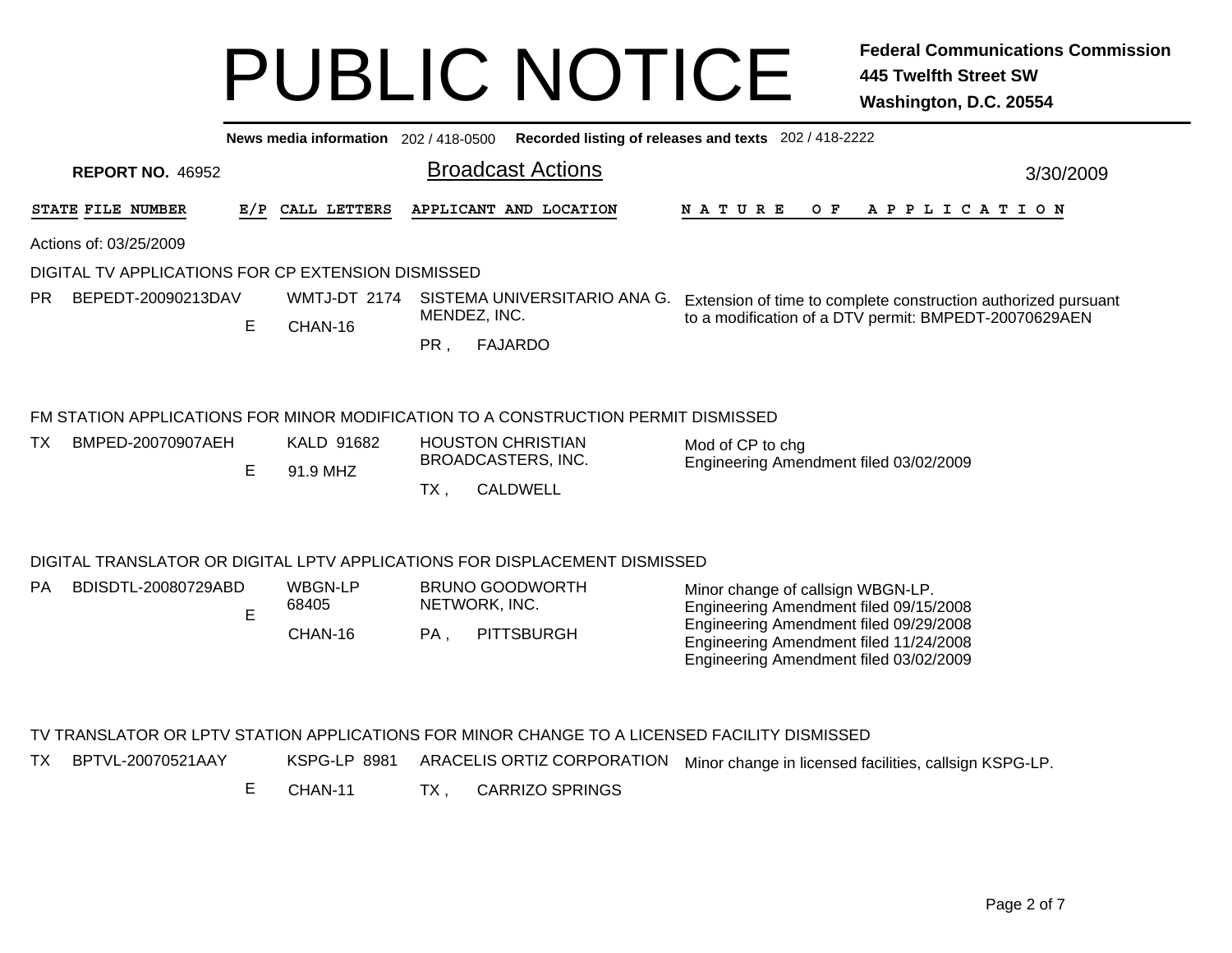# PUBLIC NOTICE

**Federal Communications Commission**
**445 Twelfth Street SW**
**Washington, D.C. 20554**

**News media information** 202 / 418-0500 **Recorded listing of releases and texts** 202 / 418-2222

**REPORT NO.** 46952

## Broadcast Actions

3/30/2009

| STATE | FILE NUMBER | E/P | CALL LETTERS | APPLICANT AND LOCATION | NATURE OF APPLICATION |
|---|---|---|---|---|---|

Actions of: 03/25/2009

### DIGITAL TV APPLICATIONS FOR CP EXTENSION DISMISSED

| STATE | FILE NUMBER | E/P | CALL LETTERS | APPLICANT AND LOCATION | NATURE OF APPLICATION |
|---|---|---|---|---|---|
| PR | BEPEDT-20090213DAV | E | WMTJ-DT 2174 CHAN-16 | SISTEMA UNIVERSITARIO ANA G. MENDEZ, INC. PR , FAJARDO | Extension of time to complete construction authorized pursuant to a modification of a DTV permit: BMPEDT-20070629AEN |

### FM STATION APPLICATIONS FOR MINOR MODIFICATION TO A CONSTRUCTION PERMIT DISMISSED

| STATE | FILE NUMBER | E/P | CALL LETTERS | APPLICANT AND LOCATION | NATURE OF APPLICATION |
|---|---|---|---|---|---|
| TX | BMPED-20070907AEH | E | KALD 91682 91.9 MHZ | HOUSTON CHRISTIAN BROADCASTERS, INC. TX , CALDWELL | Mod of CP to chg<br>Engineering Amendment filed 03/02/2009 |

### DIGITAL TRANSLATOR OR DIGITAL LPTV APPLICATIONS FOR DISPLACEMENT DISMISSED

| STATE | FILE NUMBER | E/P | CALL LETTERS | APPLICANT AND LOCATION | NATURE OF APPLICATION |
|---|---|---|---|---|---|
| PA | BDISDTL-20080729ABD | E | WBGN-LP 68405 CHAN-16 | BRUNO GOODWORTH NETWORK, INC. PA , PITTSBURGH | Minor change of callsign WBGN-LP.<br>Engineering Amendment filed 09/15/2008<br>Engineering Amendment filed 09/29/2008<br>Engineering Amendment filed 11/24/2008<br>Engineering Amendment filed 03/02/2009 |

### TV TRANSLATOR OR LPTV STATION APPLICATIONS FOR MINOR CHANGE TO A LICENSED FACILITY DISMISSED

| STATE | FILE NUMBER | E/P | CALL LETTERS | APPLICANT AND LOCATION | NATURE OF APPLICATION |
|---|---|---|---|---|---|
| TX | BPTVL-20070521AAY | E | KSPG-LP 8981 CHAN-11 | ARACELIS ORTIZ CORPORATION TX , CARRIZO SPRINGS | Minor change in licensed facilities, callsign KSPG-LP. |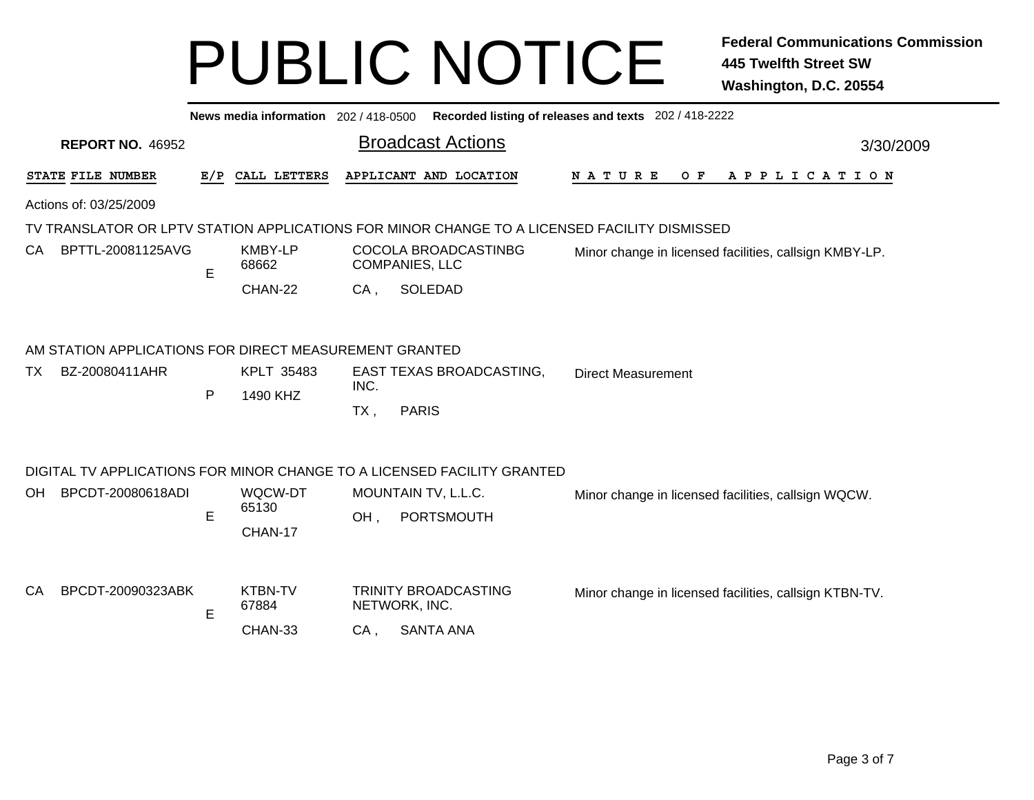# PUBLIC NOTICE

**Federal Communications Commission**
**445 Twelfth Street SW**
**Washington, D.C. 20554**

**News media information** 202 / 418-0500 **Recorded listing of releases and texts** 202 / 418-2222

**REPORT NO.** 46952

## Broadcast Actions

3/30/2009

| STATE | FILE NUMBER | E/P | CALL LETTERS | APPLICANT AND LOCATION | NATURE OF APPLICATION |
|---|---|---|---|---|---|

Actions of: 03/25/2009

### TV TRANSLATOR OR LPTV STATION APPLICATIONS FOR MINOR CHANGE TO A LICENSED FACILITY DISMISSED

| STATE | FILE NUMBER | E/P | CALL LETTERS | APPLICANT AND LOCATION | NATURE OF APPLICATION |
|---|---|---|---|---|---|
| CA | BPTTL-20081125AVG | E | KMBY-LP 68662 CHAN-22 | COCOLA BROADCASTINBG COMPANIES, LLC CA , SOLEDAD | Minor change in licensed facilities, callsign KMBY-LP. |

### AM STATION APPLICATIONS FOR DIRECT MEASUREMENT GRANTED

| STATE | FILE NUMBER | E/P | CALL LETTERS | APPLICANT AND LOCATION | NATURE OF APPLICATION |
|---|---|---|---|---|---|
| TX | BZ-20080411AHR | P | KPLT 35483 1490 KHZ | EAST TEXAS BROADCASTING, INC. TX , PARIS | Direct Measurement |

### DIGITAL TV APPLICATIONS FOR MINOR CHANGE TO A LICENSED FACILITY GRANTED

| STATE | FILE NUMBER | E/P | CALL LETTERS | APPLICANT AND LOCATION | NATURE OF APPLICATION |
|---|---|---|---|---|---|
| OH | BPCDT-20080618ADI | E | WQCW-DT 65130 CHAN-17 | MOUNTAIN TV, L.L.C. OH , PORTSMOUTH | Minor change in licensed facilities, callsign WQCW. |
| CA | BPCDT-20090323ABK | E | KTBN-TV 67884 CHAN-33 | TRINITY BROADCASTING NETWORK, INC. CA , SANTA ANA | Minor change in licensed facilities, callsign KTBN-TV. |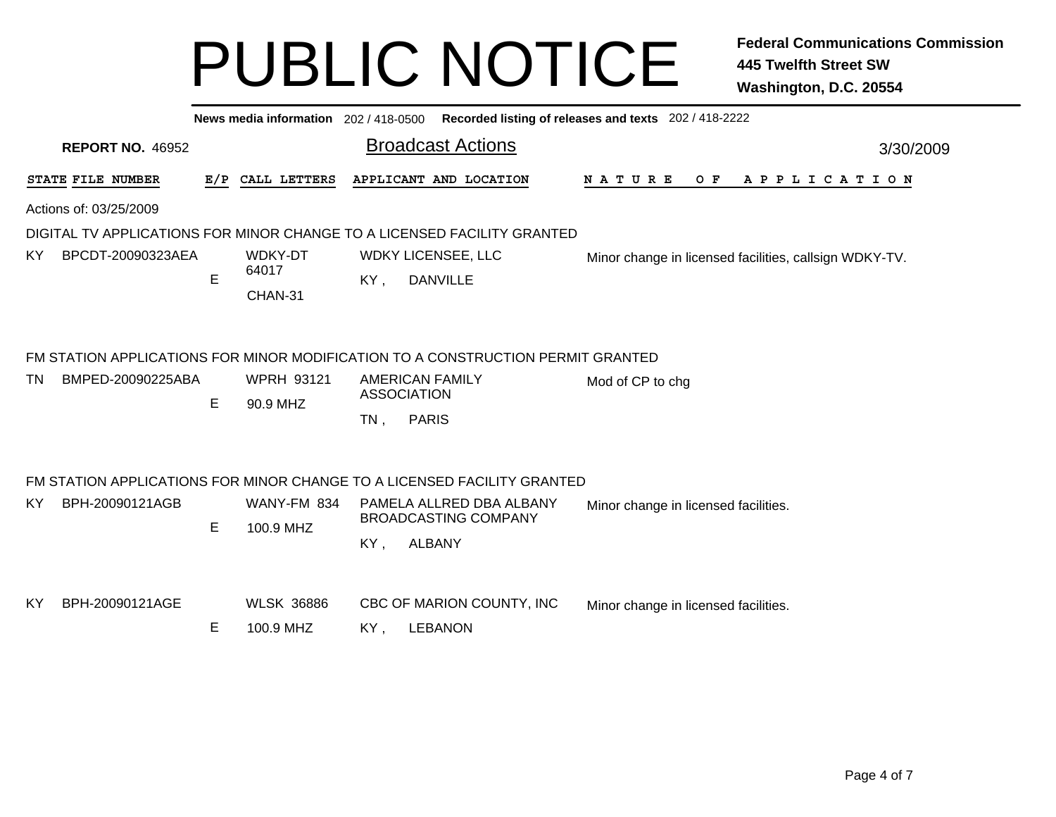# PUBLIC NOTICE

**Federal Communications Commission**
**445 Twelfth Street SW**
**Washington, D.C. 20554**

**News media information** 202 / 418-0500 **Recorded listing of releases and texts** 202 / 418-2222

**REPORT NO.** 46952

## Broadcast Actions

3/30/2009

| STATE | FILE NUMBER | E/P | CALL LETTERS | APPLICANT AND LOCATION | NATURE OF APPLICATION |
|---|---|---|---|---|---|

Actions of: 03/25/2009

DIGITAL TV APPLICATIONS FOR MINOR CHANGE TO A LICENSED FACILITY GRANTED

| STATE | FILE NUMBER | E/P | CALL LETTERS | APPLICANT AND LOCATION | NATURE OF APPLICATION |
|---|---|---|---|---|---|
| KY | BPCDT-20090323AEA | E | WDKY-DT 64017 CHAN-31 | WDKY LICENSEE, LLC KY , DANVILLE | Minor change in licensed facilities, callsign WDKY-TV. |

FM STATION APPLICATIONS FOR MINOR MODIFICATION TO A CONSTRUCTION PERMIT GRANTED

| STATE | FILE NUMBER | E/P | CALL LETTERS | APPLICANT AND LOCATION | NATURE OF APPLICATION |
|---|---|---|---|---|---|
| TN | BMPED-20090225ABA | E | WPRH 93121 90.9 MHZ | AMERICAN FAMILY ASSOCIATION TN , PARIS | Mod of CP to chg |

FM STATION APPLICATIONS FOR MINOR CHANGE TO A LICENSED FACILITY GRANTED

| STATE | FILE NUMBER | E/P | CALL LETTERS | APPLICANT AND LOCATION | NATURE OF APPLICATION |
|---|---|---|---|---|---|
| KY | BPH-20090121AGB | E | WANY-FM 834 100.9 MHZ | PAMELA ALLRED DBA ALBANY BROADCASTING COMPANY KY , ALBANY | Minor change in licensed facilities. |
| KY | BPH-20090121AGE | E | WLSK 36886 100.9 MHZ | CBC OF MARION COUNTY, INC KY , LEBANON | Minor change in licensed facilities. |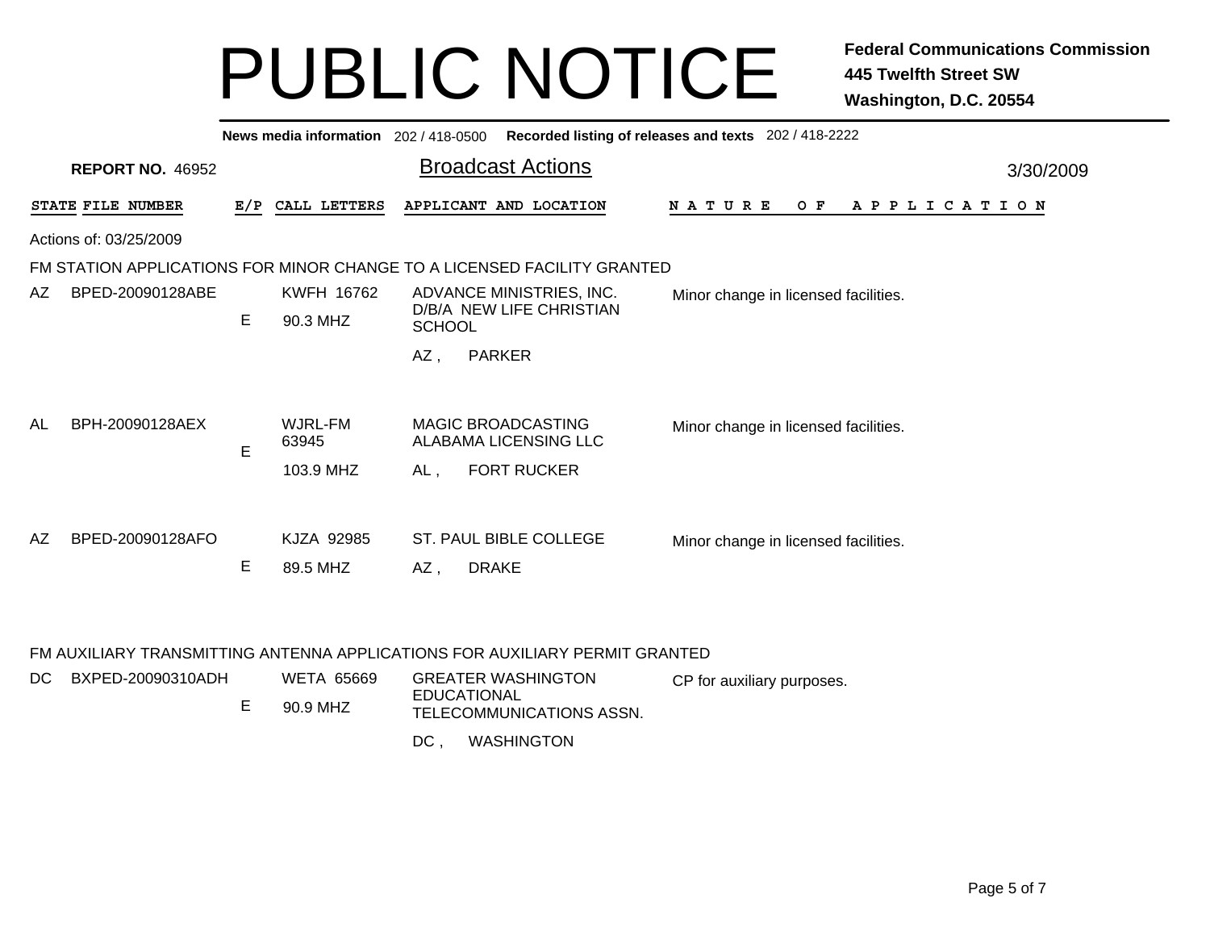# PUBLIC NOTICE

**Federal Communications Commission**
**445 Twelfth Street SW**
**Washington, D.C. 20554**

**News media information** 202 / 418-0500 **Recorded listing of releases and texts** 202 / 418-2222

**REPORT NO.** 46952

## Broadcast Actions

3/30/2009

| STATE | FILE NUMBER | E/P | CALL LETTERS | APPLICANT AND LOCATION | NATURE OF APPLICATION |
|---|---|---|---|---|---|

Actions of: 03/25/2009

FM STATION APPLICATIONS FOR MINOR CHANGE TO A LICENSED FACILITY GRANTED

| STATE | FILE NUMBER | E/P | CALL LETTERS | APPLICANT AND LOCATION | NATURE OF APPLICATION |
|---|---|---|---|---|---|
| AZ | BPED-20090128ABE | E | KWFH 16762 90.3 MHZ | ADVANCE MINISTRIES, INC. D/B/A NEW LIFE CHRISTIAN SCHOOL AZ , PARKER | Minor change in licensed facilities. |
| AL | BPH-20090128AEX | E | WJRL-FM 63945 103.9 MHZ | MAGIC BROADCASTING ALABAMA LICENSING LLC AL , FORT RUCKER | Minor change in licensed facilities. |
| AZ | BPED-20090128AFO | E | KJZA 92985 89.5 MHZ | ST. PAUL BIBLE COLLEGE AZ , DRAKE | Minor change in licensed facilities. |

FM AUXILIARY TRANSMITTING ANTENNA APPLICATIONS FOR AUXILIARY PERMIT GRANTED

| STATE | FILE NUMBER | E/P | CALL LETTERS | APPLICANT AND LOCATION | NATURE OF APPLICATION |
|---|---|---|---|---|---|
| DC | BXPED-20090310ADH | E | WETA 65669 90.9 MHZ | GREATER WASHINGTON EDUCATIONAL TELECOMMUNICATIONS ASSN. DC , WASHINGTON | CP for auxiliary purposes. |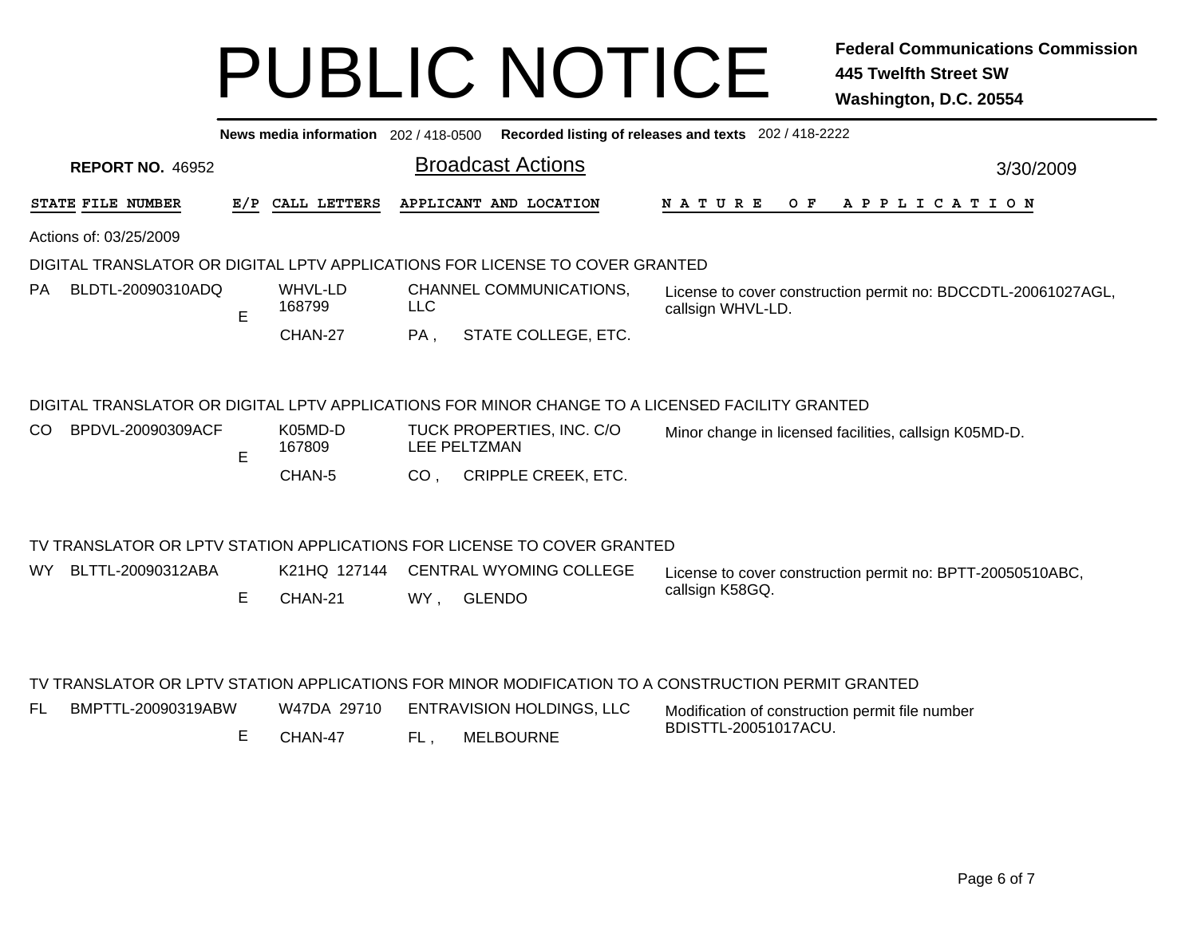# PUBLIC NOTICE

**Federal Communications Commission**
**445 Twelfth Street SW**
**Washington, D.C. 20554**

**News media information** 202 / 418-0500 **Recorded listing of releases and texts** 202 / 418-2222

**REPORT NO.** 46952

## Broadcast Actions

3/30/2009

| STATE | FILE NUMBER | E/P | CALL LETTERS | APPLICANT AND LOCATION | NATURE OF APPLICATION |
|---|---|---|---|---|---|

Actions of: 03/25/2009

### DIGITAL TRANSLATOR OR DIGITAL LPTV APPLICATIONS FOR LICENSE TO COVER GRANTED

| STATE | FILE NUMBER | E/P | CALL LETTERS | APPLICANT AND LOCATION | NATURE OF APPLICATION |
|---|---|---|---|---|---|
| PA | BLDTL-20090310ADQ | E | WHVL-LD 168799 CHAN-27 | CHANNEL COMMUNICATIONS, LLC PA , STATE COLLEGE, ETC. | License to cover construction permit no: BDCCDTL-20061027AGL, callsign WHVL-LD. |

### DIGITAL TRANSLATOR OR DIGITAL LPTV APPLICATIONS FOR MINOR CHANGE TO A LICENSED FACILITY GRANTED

| STATE | FILE NUMBER | E/P | CALL LETTERS | APPLICANT AND LOCATION | NATURE OF APPLICATION |
|---|---|---|---|---|---|
| CO | BPDVL-20090309ACF | E | K05MD-D 167809 CHAN-5 | TUCK PROPERTIES, INC. C/O LEE PELTZMAN CO , CRIPPLE CREEK, ETC. | Minor change in licensed facilities, callsign K05MD-D. |

### TV TRANSLATOR OR LPTV STATION APPLICATIONS FOR LICENSE TO COVER GRANTED

| STATE | FILE NUMBER | E/P | CALL LETTERS | APPLICANT AND LOCATION | NATURE OF APPLICATION |
|---|---|---|---|---|---|
| WY | BLTTL-20090312ABA | E | K21HQ 127144 CHAN-21 | CENTRAL WYOMING COLLEGE WY , GLENDO | License to cover construction permit no: BPTT-20050510ABC, callsign K58GQ. |

### TV TRANSLATOR OR LPTV STATION APPLICATIONS FOR MINOR MODIFICATION TO A CONSTRUCTION PERMIT GRANTED

| STATE | FILE NUMBER | E/P | CALL LETTERS | APPLICANT AND LOCATION | NATURE OF APPLICATION |
|---|---|---|---|---|---|
| FL | BMPTTL-20090319ABW | E | W47DA 29710 CHAN-47 | ENTRAVISION HOLDINGS, LLC FL , MELBOURNE | Modification of construction permit file number BDISTTL-20051017ACU. |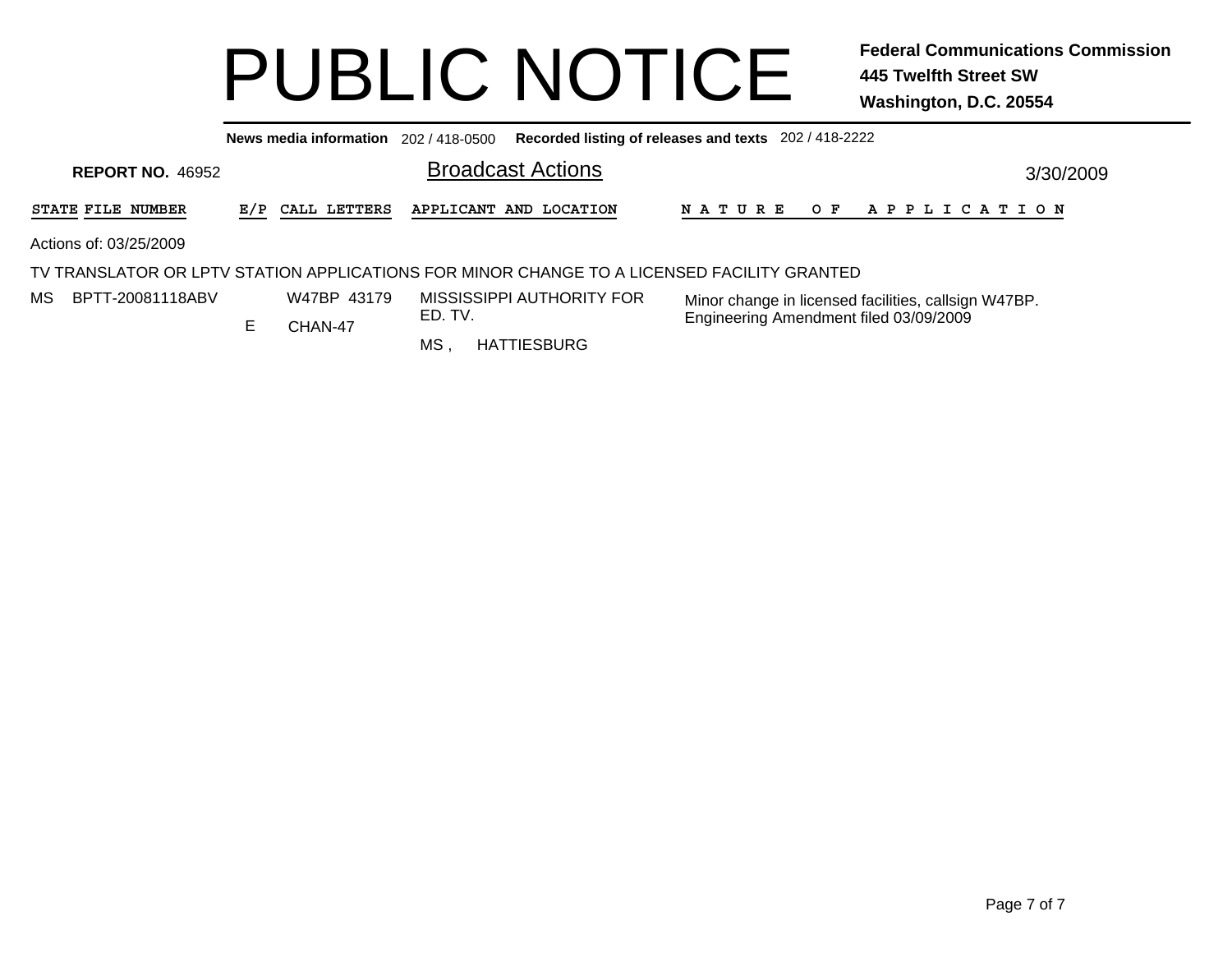# PUBLIC NOTICE

**Federal Communications Commission**
**445 Twelfth Street SW**
**Washington, D.C. 20554**

**News media information** 202 / 418-0500 **Recorded listing of releases and texts** 202 / 418-2222

**REPORT NO.** 46952

## Broadcast Actions

3/30/2009

Actions of: 03/25/2009

TV TRANSLATOR OR LPTV STATION APPLICATIONS FOR MINOR CHANGE TO A LICENSED FACILITY GRANTED

| STATE | FILE NUMBER | E/P | CALL LETTERS | APPLICANT AND LOCATION | NATURE OF APPLICATION |
|---|---|---|---|---|---|
| MS | BPTT-20081118ABV | E | W47BP 43179 CHAN-47 | MISSISSIPPI AUTHORITY FOR ED. TV. MS , HATTIESBURG | Minor change in licensed facilities, callsign W47BP. Engineering Amendment filed 03/09/2009 |